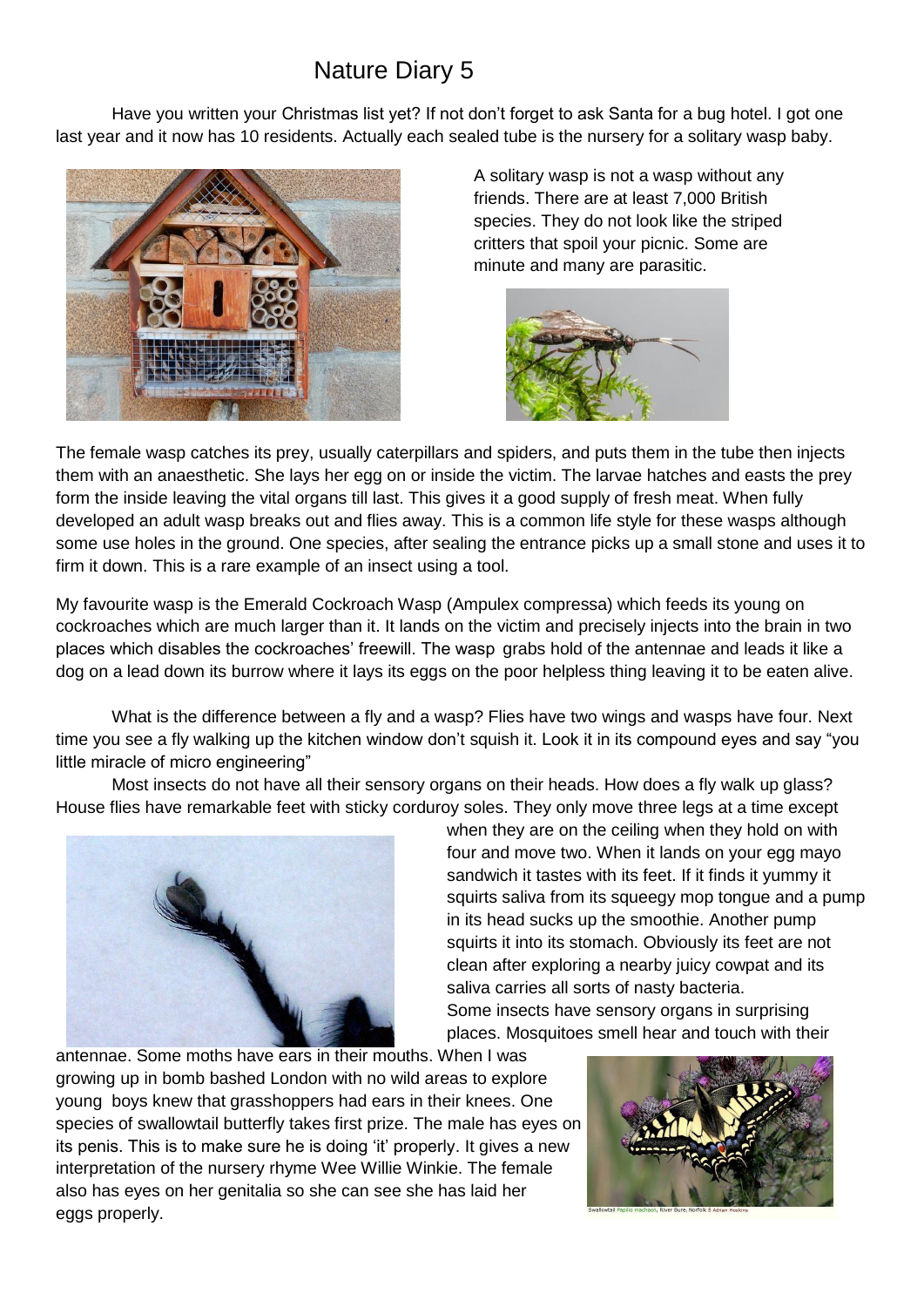# Nature Diary 5

Have you written your Christmas list yet? If not don't forget to ask Santa for a bug hotel. I got one last year and it now has 10 residents. Actually each sealed tube is the nursery for a solitary wasp baby.

A solitary wasp is not a wasp without any friends. There are at least 7,000 British species. They do not look like the striped critters that spoil your picnic. Some are minute and many are parasitic.

The female wasp catches its prey, usually caterpillars and spiders, and puts them in the tube then injects them with an anaesthetic. She lays her egg on or inside the victim. The larvae hatches and easts the prey form the inside leaving the vital organs till last. This gives it a good supply of fresh meat. When fully developed an adult wasp breaks out and flies away. This is a common life style for these wasps although some use holes in the ground. One species, after sealing the entrance picks up a small stone and uses it to firm it down. This is a rare example of an insect using a tool.

My favourite wasp is the Emerald Cockroach Wasp (Ampulex compressa) which feeds its young on cockroaches which are much larger than it. It lands on the victim and precisely injects into the brain in two places which disables the cockroaches' freewill. The wasp grabs hold of the antennae and leads it like a dog on a lead down its burrow where it lays its eggs on the poor helpless thing leaving it to be eaten alive.

What is the difference between a fly and a wasp? Flies have two wings and wasps have four. Next time you see a fly walking up the kitchen window don't squish it. Look it in its compound eyes and say "you little miracle of micro engineering"

Most insects do not have all their sensory organs on their heads. How does a fly walk up glass? House flies have remarkable feet with sticky corduroy soles. They only move three legs at a time except when they are on the ceiling when they hold on with four and move two. When it lands on your egg mayo sandwich it tastes with its feet. If it finds it yummy it squirts saliva from its squeegy mop tongue and a pump in its head sucks up the smoothie. Another pump squirts it into its stomach. Obviously its feet are not clean after exploring a nearby juicy cowpat and its saliva carries all sorts of nasty bacteria.

Some insects have sensory organs in surprising places. Mosquitoes smell hear and touch with their antennae. Some moths have ears in their mouths. When I was growing up in bomb bashed London with no wild areas to explore young boys knew that grasshoppers had ears in their knees. One species of swallowtail butterfly takes first prize. The male has eyes on its penis. This is to make sure he is doing 'it' properly. It gives a new interpretation of the nursery rhyme Wee Willie Winkie. The female also has eyes on her genitalia so she can see she has laid her eggs properly.

Swallowtail Papilio machaon, River Bure, Norfolk © Adrian Hoskins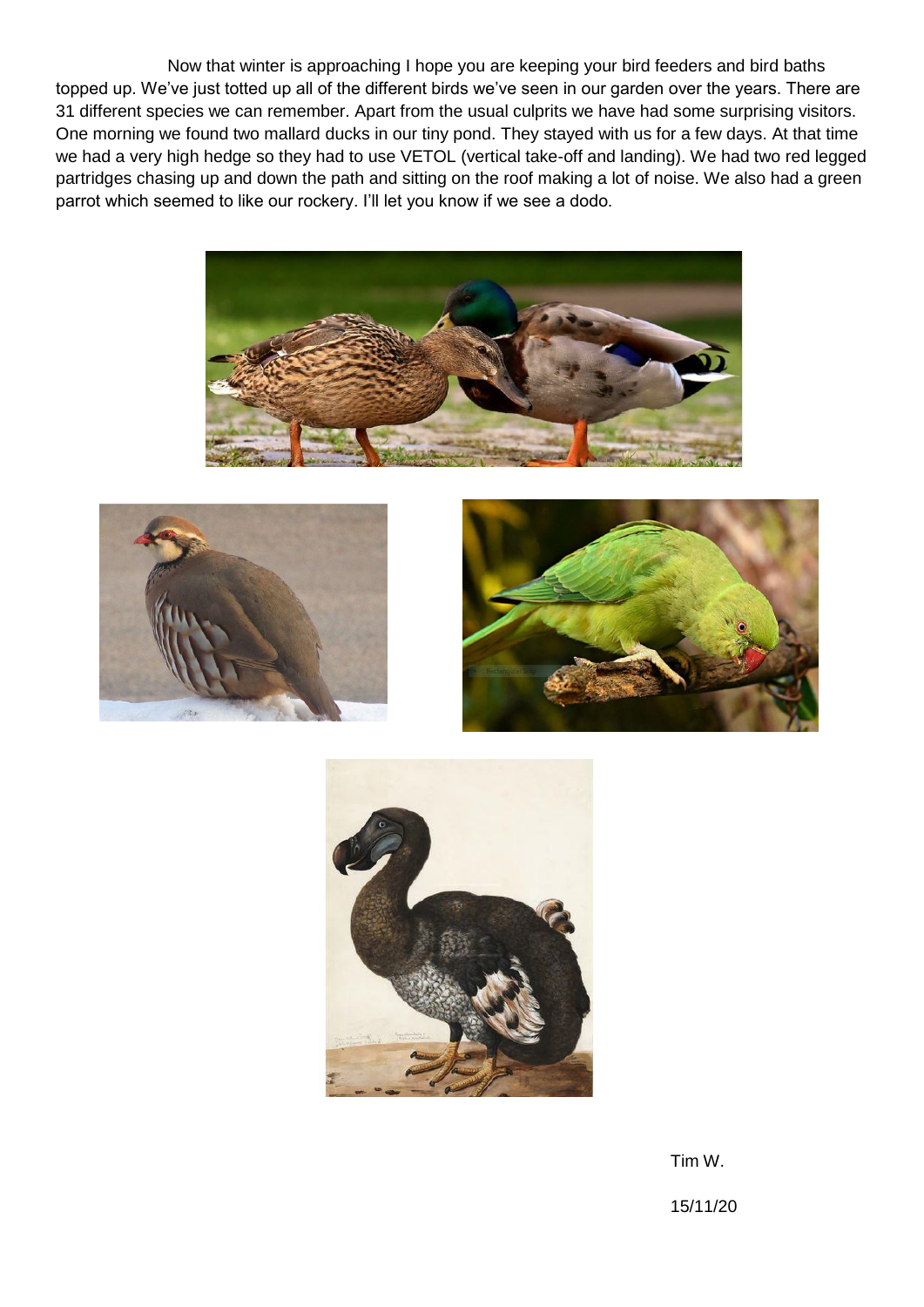Now that winter is approaching I hope you are keeping your bird feeders and bird baths topped up. We've just totted up all of the different birds we've seen in our garden over the years. There are 31 different species we can remember. Apart from the usual culprits we have had some surprising visitors. One morning we found two mallard ducks in our tiny pond. They stayed with us for a few days. At that time we had a very high hedge so they had to use VETOL (vertical take-off and landing). We had two red legged partridges chasing up and down the path and sitting on the roof making a lot of noise. We also had a green parrot which seemed to like our rockery. I'll let you know if we see a dodo.

Tim W.

15/11/20